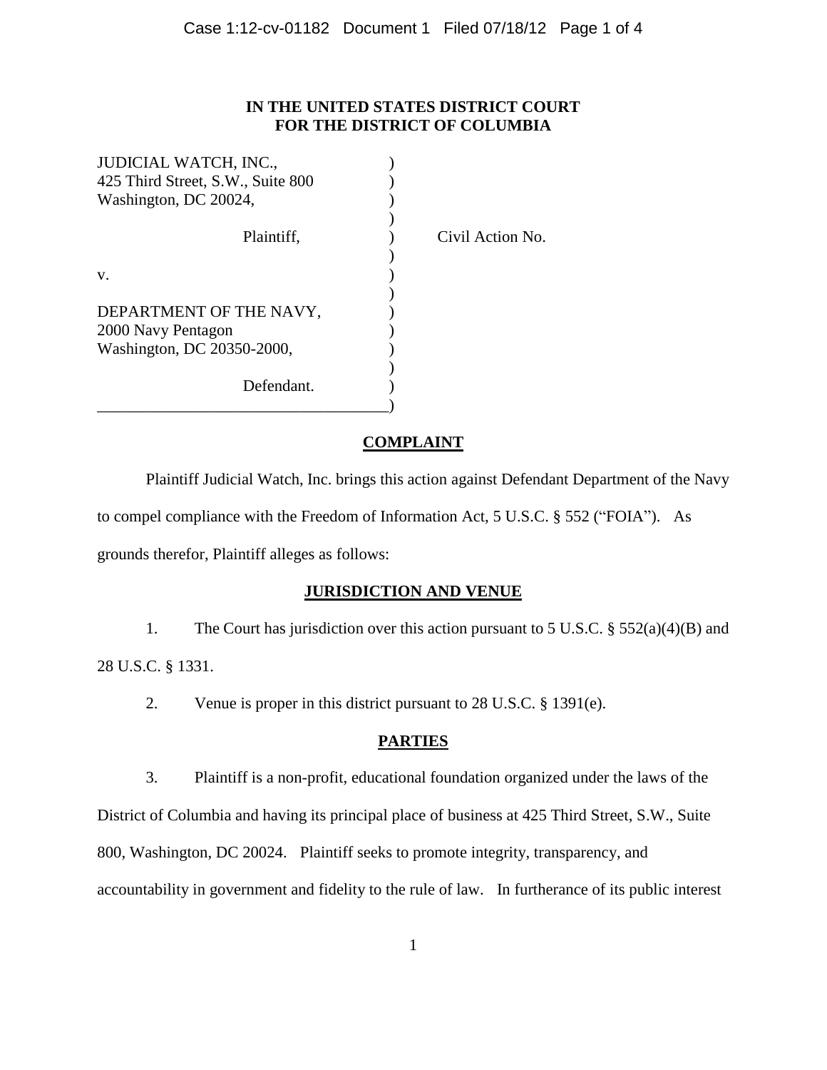**IN THE UNITED STATES DISTRICT COURT**
**FOR THE DISTRICT OF COLUMBIA**

JUDICIAL WATCH, INC.,
425 Third Street, S.W., Suite 800
Washington, DC 20024,

Plaintiff,

v.

DEPARTMENT OF THE NAVY,
2000 Navy Pentagon
Washington, DC 20350-2000,

Defendant.

Civil Action No.

## COMPLAINT

Plaintiff Judicial Watch, Inc. brings this action against Defendant Department of the Navy to compel compliance with the Freedom of Information Act, 5 U.S.C. § 552 ("FOIA"). As grounds therefor, Plaintiff alleges as follows:

## JURISDICTION AND VENUE

1. The Court has jurisdiction over this action pursuant to 5 U.S.C. § 552(a)(4)(B) and 28 U.S.C. § 1331.

2. Venue is proper in this district pursuant to 28 U.S.C. § 1391(e).

## PARTIES

3. Plaintiff is a non-profit, educational foundation organized under the laws of the District of Columbia and having its principal place of business at 425 Third Street, S.W., Suite 800, Washington, DC 20024. Plaintiff seeks to promote integrity, transparency, and accountability in government and fidelity to the rule of law. In furtherance of its public interest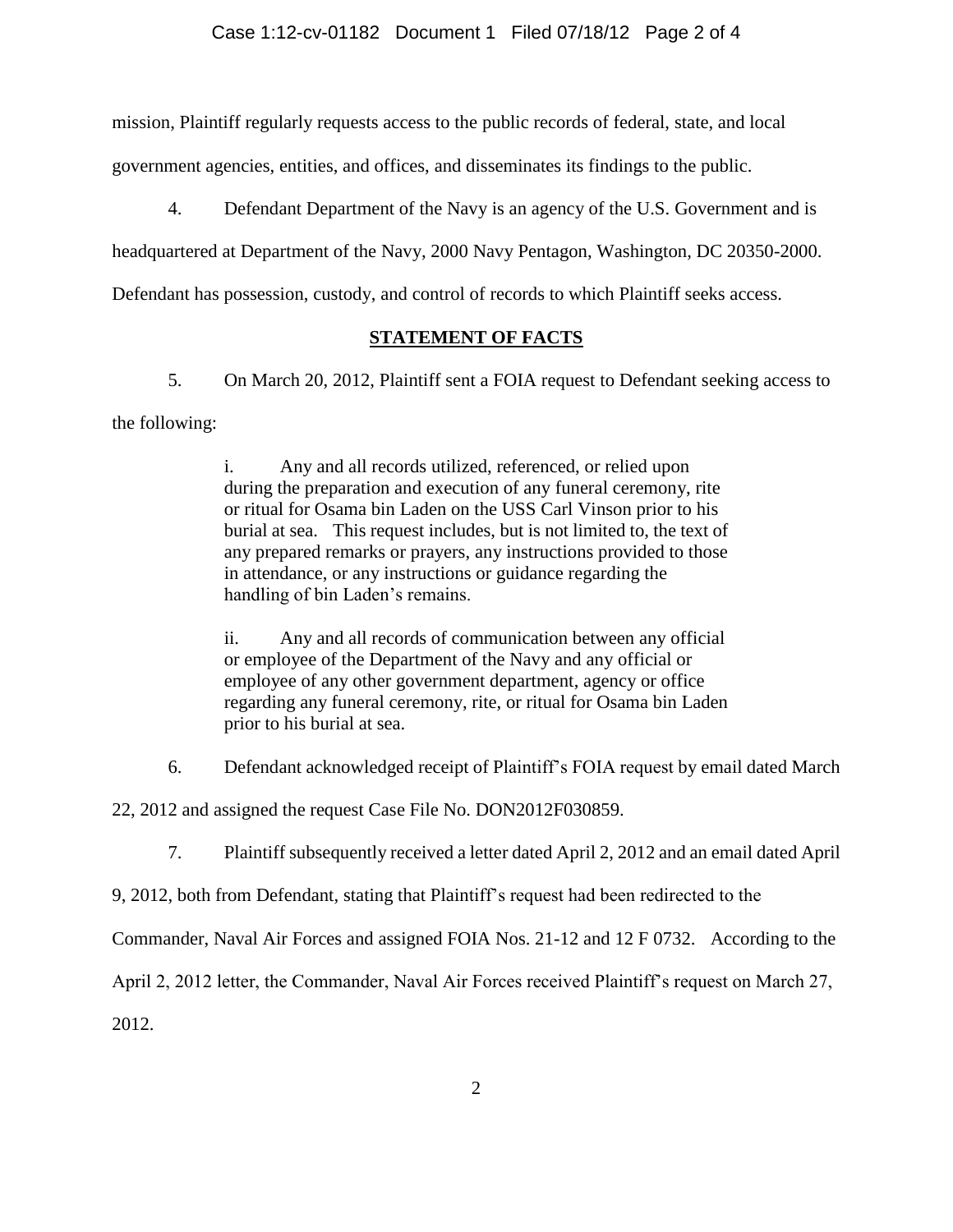mission, Plaintiff regularly requests access to the public records of federal, state, and local government agencies, entities, and offices, and disseminates its findings to the public.

4. Defendant Department of the Navy is an agency of the U.S. Government and is headquartered at Department of the Navy, 2000 Navy Pentagon, Washington, DC 20350-2000. Defendant has possession, custody, and control of records to which Plaintiff seeks access.

## **STATEMENT OF FACTS**

5. On March 20, 2012, Plaintiff sent a FOIA request to Defendant seeking access to the following:

> i. Any and all records utilized, referenced, or relied upon during the preparation and execution of any funeral ceremony, rite or ritual for Osama bin Laden on the USS Carl Vinson prior to his burial at sea. This request includes, but is not limited to, the text of any prepared remarks or prayers, any instructions provided to those in attendance, or any instructions or guidance regarding the handling of bin Laden's remains.
>
> ii. Any and all records of communication between any official or employee of the Department of the Navy and any official or employee of any other government department, agency or office regarding any funeral ceremony, rite, or ritual for Osama bin Laden prior to his burial at sea.

6. Defendant acknowledged receipt of Plaintiff's FOIA request by email dated March 22, 2012 and assigned the request Case File No. DON2012F030859.

7. Plaintiff subsequently received a letter dated April 2, 2012 and an email dated April 9, 2012, both from Defendant, stating that Plaintiff's request had been redirected to the Commander, Naval Air Forces and assigned FOIA Nos. 21-12 and 12 F 0732. According to the April 2, 2012 letter, the Commander, Naval Air Forces received Plaintiff's request on March 27, 2012.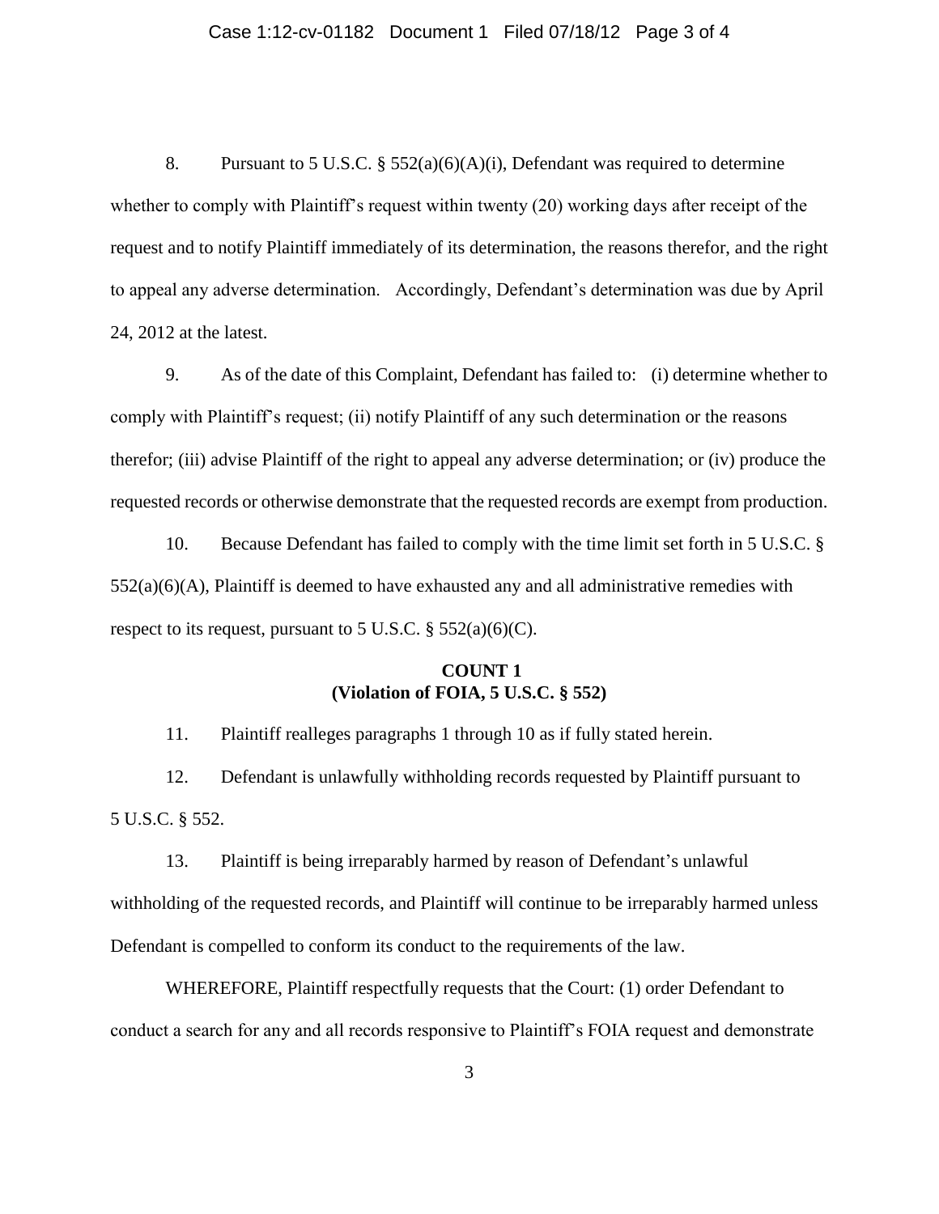8. Pursuant to 5 U.S.C. § 552(a)(6)(A)(i), Defendant was required to determine whether to comply with Plaintiff's request within twenty (20) working days after receipt of the request and to notify Plaintiff immediately of its determination, the reasons therefor, and the right to appeal any adverse determination. Accordingly, Defendant's determination was due by April 24, 2012 at the latest.

9. As of the date of this Complaint, Defendant has failed to: (i) determine whether to comply with Plaintiff's request; (ii) notify Plaintiff of any such determination or the reasons therefor; (iii) advise Plaintiff of the right to appeal any adverse determination; or (iv) produce the requested records or otherwise demonstrate that the requested records are exempt from production.

10. Because Defendant has failed to comply with the time limit set forth in 5 U.S.C. § 552(a)(6)(A), Plaintiff is deemed to have exhausted any and all administrative remedies with respect to its request, pursuant to 5 U.S.C. § 552(a)(6)(C).

**COUNT 1**
**(Violation of FOIA, 5 U.S.C. § 552)**

11. Plaintiff realleges paragraphs 1 through 10 as if fully stated herein.

12. Defendant is unlawfully withholding records requested by Plaintiff pursuant to 5 U.S.C. § 552.

13. Plaintiff is being irreparably harmed by reason of Defendant's unlawful withholding of the requested records, and Plaintiff will continue to be irreparably harmed unless Defendant is compelled to conform its conduct to the requirements of the law.

WHEREFORE, Plaintiff respectfully requests that the Court: (1) order Defendant to conduct a search for any and all records responsive to Plaintiff's FOIA request and demonstrate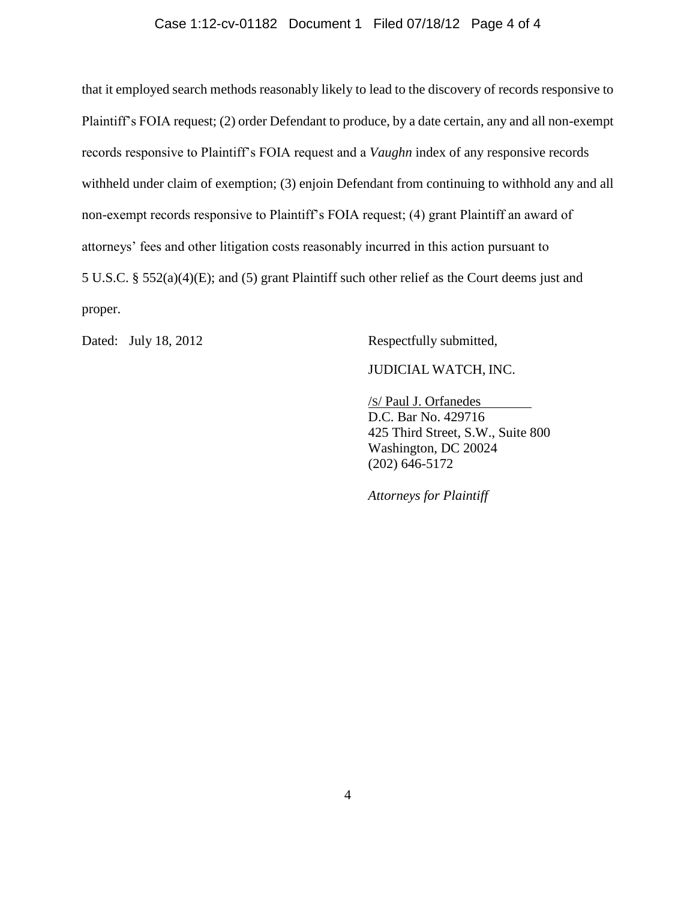that it employed search methods reasonably likely to lead to the discovery of records responsive to Plaintiff's FOIA request; (2) order Defendant to produce, by a date certain, any and all non-exempt records responsive to Plaintiff's FOIA request and a *Vaughn* index of any responsive records withheld under claim of exemption; (3) enjoin Defendant from continuing to withhold any and all non-exempt records responsive to Plaintiff's FOIA request; (4) grant Plaintiff an award of attorneys' fees and other litigation costs reasonably incurred in this action pursuant to 5 U.S.C. § 552(a)(4)(E); and (5) grant Plaintiff such other relief as the Court deems just and proper.

Dated: July 18, 2012

Respectfully submitted,

JUDICIAL WATCH, INC.

/s/ Paul J. Orfanedes
D.C. Bar No. 429716
425 Third Street, S.W., Suite 800
Washington, DC 20024
(202) 646-5172

*Attorneys for Plaintiff*